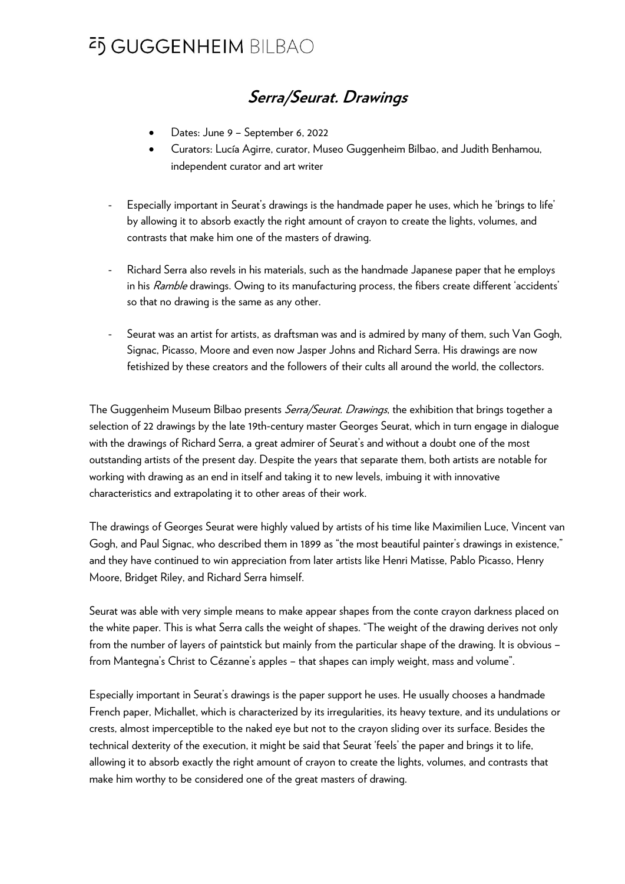# GUGGENHEIM BILBAO

## *Serra/Seurat. Drawings*

- Dates: June 9 – September 6, 2022
- Curators: Lucía Agirre, curator, Museo Guggenheim Bilbao, and Judith Benhamou, independent curator and art writer

- Especially important in Seurat's drawings is the handmade paper he uses, which he 'brings to life' by allowing it to absorb exactly the right amount of crayon to create the lights, volumes, and contrasts that make him one of the masters of drawing.

- Richard Serra also revels in his materials, such as the handmade Japanese paper that he employs in his *Ramble* drawings. Owing to its manufacturing process, the fibers create different 'accidents' so that no drawing is the same as any other.

- Seurat was an artist for artists, as draftsman was and is admired by many of them, such Van Gogh, Signac, Picasso, Moore and even now Jasper Johns and Richard Serra. His drawings are now fetishized by these creators and the followers of their cults all around the world, the collectors.

The Guggenheim Museum Bilbao presents *Serra/Seurat. Drawings*, the exhibition that brings together a selection of 22 drawings by the late 19th-century master Georges Seurat, which in turn engage in dialogue with the drawings of Richard Serra, a great admirer of Seurat's and without a doubt one of the most outstanding artists of the present day. Despite the years that separate them, both artists are notable for working with drawing as an end in itself and taking it to new levels, imbuing it with innovative characteristics and extrapolating it to other areas of their work.

The drawings of Georges Seurat were highly valued by artists of his time like Maximilien Luce, Vincent van Gogh, and Paul Signac, who described them in 1899 as "the most beautiful painter's drawings in existence," and they have continued to win appreciation from later artists like Henri Matisse, Pablo Picasso, Henry Moore, Bridget Riley, and Richard Serra himself.

Seurat was able with very simple means to make appear shapes from the conte crayon darkness placed on the white paper. This is what Serra calls the weight of shapes. "The weight of the drawing derives not only from the number of layers of paintstick but mainly from the particular shape of the drawing. It is obvious – from Mantegna's Christ to Cézanne's apples – that shapes can imply weight, mass and volume".

Especially important in Seurat's drawings is the paper support he uses. He usually chooses a handmade French paper, Michallet, which is characterized by its irregularities, its heavy texture, and its undulations or crests, almost imperceptible to the naked eye but not to the crayon sliding over its surface. Besides the technical dexterity of the execution, it might be said that Seurat 'feels' the paper and brings it to life, allowing it to absorb exactly the right amount of crayon to create the lights, volumes, and contrasts that make him worthy to be considered one of the great masters of drawing.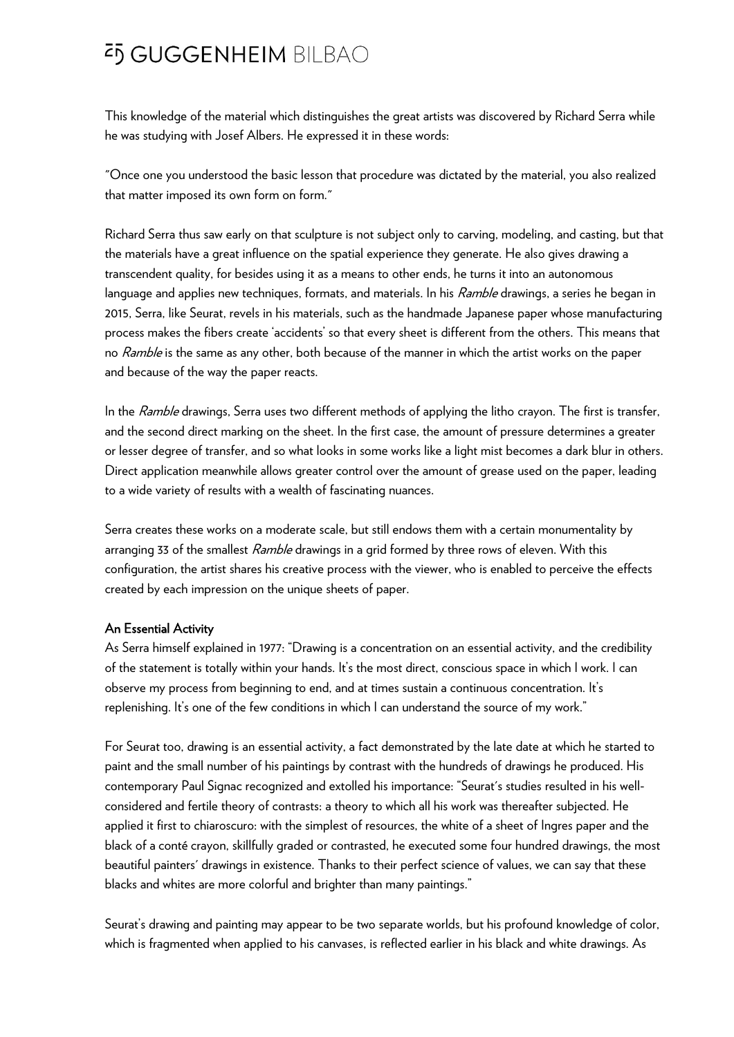This knowledge of the material which distinguishes the great artists was discovered by Richard Serra while he was studying with Josef Albers. He expressed it in these words:

"Once one you understood the basic lesson that procedure was dictated by the material, you also realized that matter imposed its own form on form."

Richard Serra thus saw early on that sculpture is not subject only to carving, modeling, and casting, but that the materials have a great influence on the spatial experience they generate. He also gives drawing a transcendent quality, for besides using it as a means to other ends, he turns it into an autonomous language and applies new techniques, formats, and materials. In his *Ramble* drawings, a series he began in 2015, Serra, like Seurat, revels in his materials, such as the handmade Japanese paper whose manufacturing process makes the fibers create 'accidents' so that every sheet is different from the others. This means that no *Ramble* is the same as any other, both because of the manner in which the artist works on the paper and because of the way the paper reacts.

In the *Ramble* drawings, Serra uses two different methods of applying the litho crayon. The first is transfer, and the second direct marking on the sheet. In the first case, the amount of pressure determines a greater or lesser degree of transfer, and so what looks in some works like a light mist becomes a dark blur in others. Direct application meanwhile allows greater control over the amount of grease used on the paper, leading to a wide variety of results with a wealth of fascinating nuances.

Serra creates these works on a moderate scale, but still endows them with a certain monumentality by arranging 33 of the smallest *Ramble* drawings in a grid formed by three rows of eleven. With this configuration, the artist shares his creative process with the viewer, who is enabled to perceive the effects created by each impression on the unique sheets of paper.

**An Essential Activity**

As Serra himself explained in 1977: "Drawing is a concentration on an essential activity, and the credibility of the statement is totally within your hands. It's the most direct, conscious space in which I work. I can observe my process from beginning to end, and at times sustain a continuous concentration. It's replenishing. It's one of the few conditions in which I can understand the source of my work."

For Seurat too, drawing is an essential activity, a fact demonstrated by the late date at which he started to paint and the small number of his paintings by contrast with the hundreds of drawings he produced. His contemporary Paul Signac recognized and extolled his importance: "Seurat's studies resulted in his well-considered and fertile theory of contrasts: a theory to which all his work was thereafter subjected. He applied it first to chiaroscuro: with the simplest of resources, the white of a sheet of Ingres paper and the black of a conté crayon, skillfully graded or contrasted, he executed some four hundred drawings, the most beautiful painters' drawings in existence. Thanks to their perfect science of values, we can say that these blacks and whites are more colorful and brighter than many paintings."

Seurat's drawing and painting may appear to be two separate worlds, but his profound knowledge of color, which is fragmented when applied to his canvases, is reflected earlier in his black and white drawings. As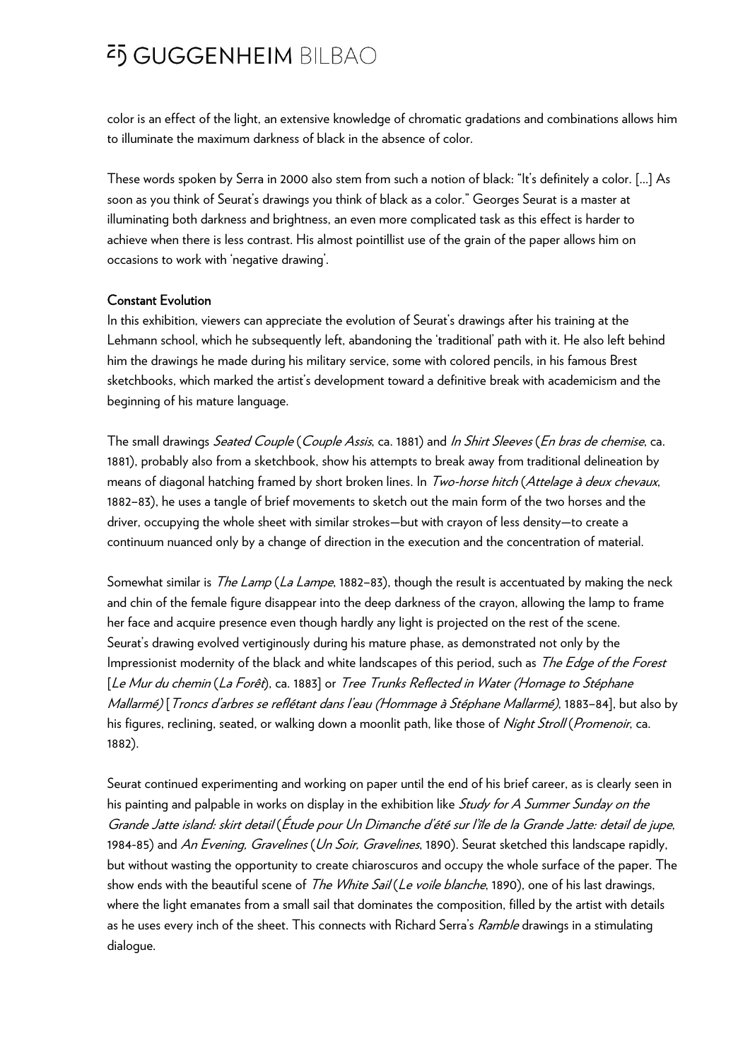color is an effect of the light, an extensive knowledge of chromatic gradations and combinations allows him to illuminate the maximum darkness of black in the absence of color.

These words spoken by Serra in 2000 also stem from such a notion of black: "It's definitely a color. [...] As soon as you think of Seurat's drawings you think of black as a color." Georges Seurat is a master at illuminating both darkness and brightness, an even more complicated task as this effect is harder to achieve when there is less contrast. His almost pointillist use of the grain of the paper allows him on occasions to work with 'negative drawing'.

**Constant Evolution**

In this exhibition, viewers can appreciate the evolution of Seurat's drawings after his training at the Lehmann school, which he subsequently left, abandoning the 'traditional' path with it. He also left behind him the drawings he made during his military service, some with colored pencils, in his famous Brest sketchbooks, which marked the artist's development toward a definitive break with academicism and the beginning of his mature language.

The small drawings *Seated Couple* (*Couple Assis*, ca. 1881) and *In Shirt Sleeves* (*En bras de chemise*, ca. 1881), probably also from a sketchbook, show his attempts to break away from traditional delineation by means of diagonal hatching framed by short broken lines. In *Two-horse hitch* (*Attelage à deux chevaux*, 1882–83), he uses a tangle of brief movements to sketch out the main form of the two horses and the driver, occupying the whole sheet with similar strokes—but with crayon of less density—to create a continuum nuanced only by a change of direction in the execution and the concentration of material.

Somewhat similar is *The Lamp* (*La Lampe*, 1882–83), though the result is accentuated by making the neck and chin of the female figure disappear into the deep darkness of the crayon, allowing the lamp to frame her face and acquire presence even though hardly any light is projected on the rest of the scene. Seurat's drawing evolved vertiginously during his mature phase, as demonstrated not only by the Impressionist modernity of the black and white landscapes of this period, such as *The Edge of the Forest* [*Le Mur du chemin* (*La Forêt*), ca. 1883] or *Tree Trunks Reflected in Water (Homage to Stéphane Mallarmé)* [*Troncs d'arbres se reflétant dans l'eau (Hommage à Stéphane Mallarmé)*, 1883–84], but also by his figures, reclining, seated, or walking down a moonlit path, like those of *Night Stroll* (*Promenoir*, ca. 1882).

Seurat continued experimenting and working on paper until the end of his brief career, as is clearly seen in his painting and palpable in works on display in the exhibition like *Study for A Summer Sunday on the Grande Jatte island: skirt detail* (*Étude pour Un Dimanche d'été sur l'île de la Grande Jatte: detail de jupe*, 1984-85) and *An Evening, Gravelines* (*Un Soir, Gravelines*, 1890). Seurat sketched this landscape rapidly, but without wasting the opportunity to create chiaroscuros and occupy the whole surface of the paper. The show ends with the beautiful scene of *The White Sail* (*Le voile blanche*, 1890), one of his last drawings, where the light emanates from a small sail that dominates the composition, filled by the artist with details as he uses every inch of the sheet. This connects with Richard Serra's *Ramble* drawings in a stimulating dialogue.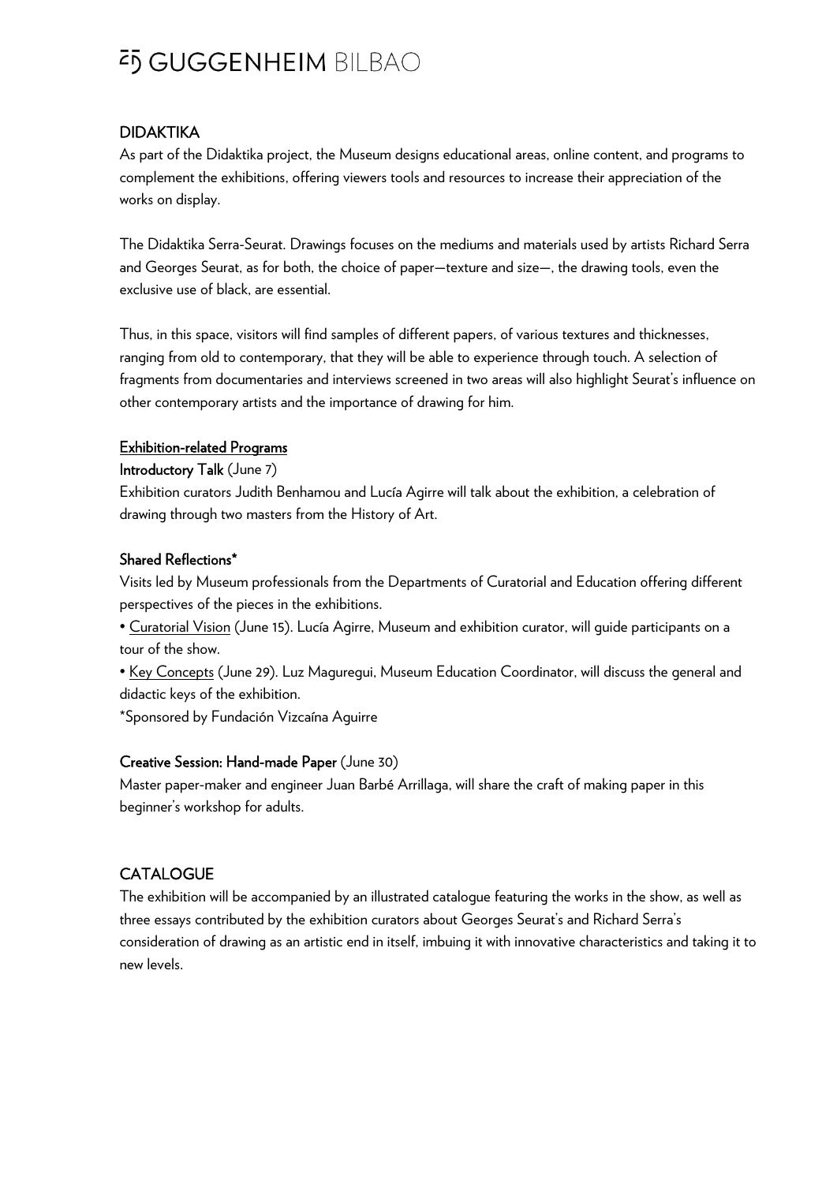## DIDAKTIKA

As part of the Didaktika project, the Museum designs educational areas, online content, and programs to complement the exhibitions, offering viewers tools and resources to increase their appreciation of the works on display.

The Didaktika Serra-Seurat. Drawings focuses on the mediums and materials used by artists Richard Serra and Georges Seurat, as for both, the choice of paper—texture and size—, the drawing tools, even the exclusive use of black, are essential.

Thus, in this space, visitors will find samples of different papers, of various textures and thicknesses, ranging from old to contemporary, that they will be able to experience through touch. A selection of fragments from documentaries and interviews screened in two areas will also highlight Seurat's influence on other contemporary artists and the importance of drawing for him.

### Exhibition-related Programs

**Introductory Talk** (June 7)

Exhibition curators Judith Benhamou and Lucía Agirre will talk about the exhibition, a celebration of drawing through two masters from the History of Art.

**Shared Reflections***

Visits led by Museum professionals from the Departments of Curatorial and Education offering different perspectives of the pieces in the exhibitions.

- Curatorial Vision (June 15). Lucía Agirre, Museum and exhibition curator, will guide participants on a tour of the show.
- Key Concepts (June 29). Luz Maguregui, Museum Education Coordinator, will discuss the general and didactic keys of the exhibition.

*Sponsored by Fundación Vizcaína Aguirre

**Creative Session: Hand-made Paper** (June 30)

Master paper-maker and engineer Juan Barbé Arrillaga, will share the craft of making paper in this beginner's workshop for adults.

## CATALOGUE

The exhibition will be accompanied by an illustrated catalogue featuring the works in the show, as well as three essays contributed by the exhibition curators about Georges Seurat's and Richard Serra's consideration of drawing as an artistic end in itself, imbuing it with innovative characteristics and taking it to new levels.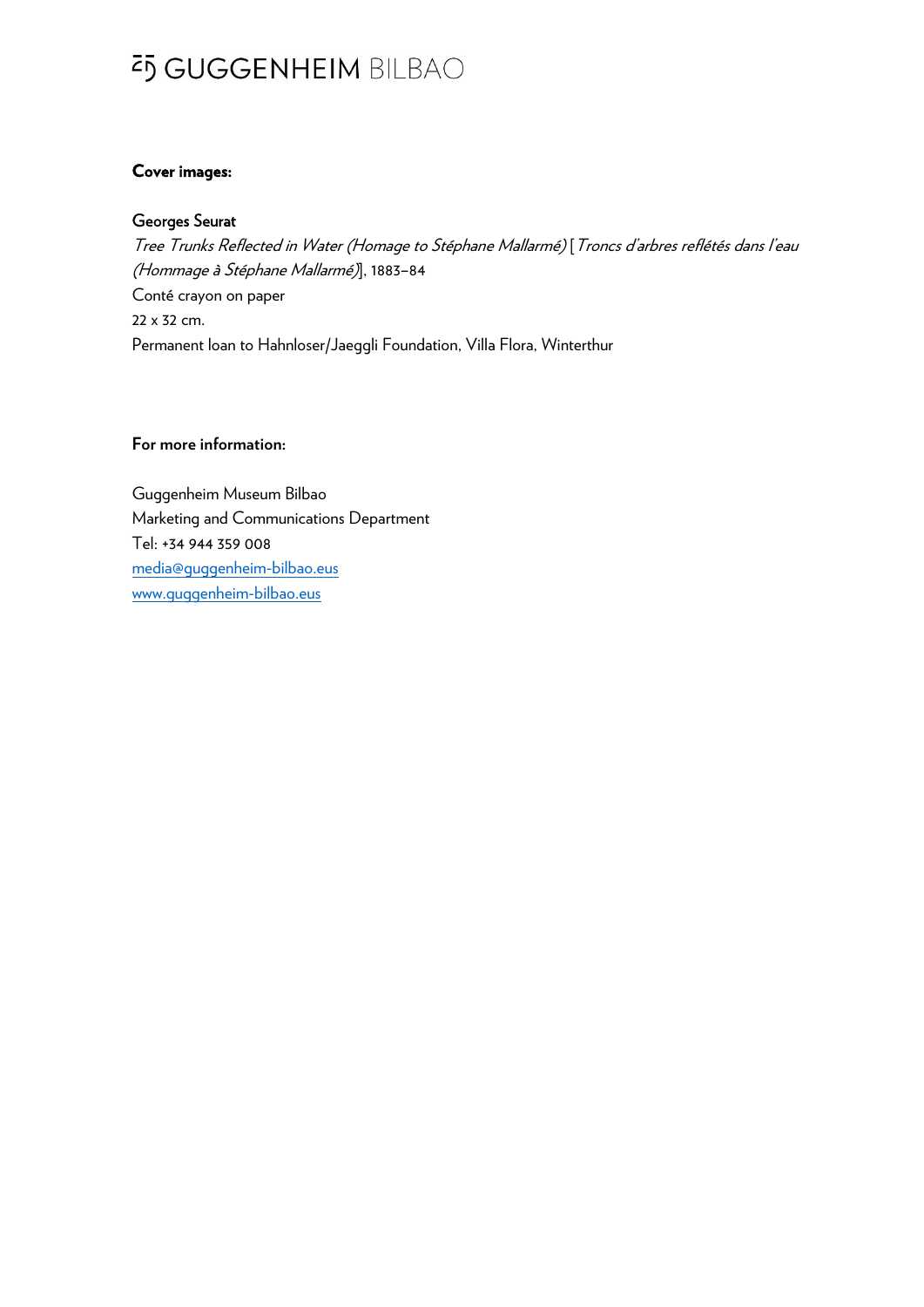**Cover images:**

**Georges Seurat**
*Tree Trunks Reflected in Water (Homage to Stéphane Mallarmé)* [*Troncs d'arbres reflétés dans l'eau (Hommage à Stéphane Mallarmé)*], 1883–84
Conté crayon on paper
22 x 32 cm.
Permanent loan to Hahnloser/Jaeggli Foundation, Villa Flora, Winterthur

**For more information:**

Guggenheim Museum Bilbao
Marketing and Communications Department
Tel: +34 944 359 008
media@guggenheim-bilbao.eus
www.guggenheim-bilbao.eus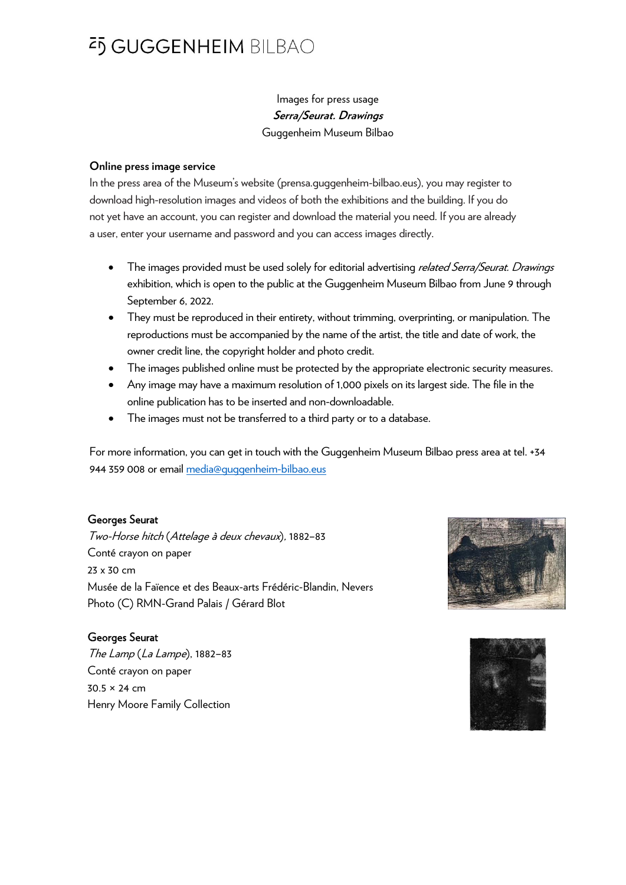Images for press usage

***Serra/Seurat. Drawings***

Guggenheim Museum Bilbao

**Online press image service**

In the press area of the Museum's website (prensa.guggenheim-bilbao.eus), you may register to download high-resolution images and videos of both the exhibitions and the building. If you do not yet have an account, you can register and download the material you need. If you are already a user, enter your username and password and you can access images directly.

- The images provided must be used solely for editorial advertising *related Serra/Seurat. Drawings* exhibition, which is open to the public at the Guggenheim Museum Bilbao from June 9 through September 6, 2022.
- They must be reproduced in their entirety, without trimming, overprinting, or manipulation. The reproductions must be accompanied by the name of the artist, the title and date of work, the owner credit line, the copyright holder and photo credit.
- The images published online must be protected by the appropriate electronic security measures.
- Any image may have a maximum resolution of 1,000 pixels on its largest side. The file in the online publication has to be inserted and non-downloadable.
- The images must not be transferred to a third party or to a database.

For more information, you can get in touch with the Guggenheim Museum Bilbao press area at tel. +34 944 359 008 or email media@guggenheim-bilbao.eus

**Georges Seurat**
*Two-Horse hitch* (*Attelage à deux chevaux*), 1882–83
Conté crayon on paper
23 x 30 cm
Musée de la Faïence et des Beaux-arts Frédéric-Blandin, Nevers
Photo (C) RMN-Grand Palais / Gérard Blot

**Georges Seurat**
*The Lamp* (*La Lampe*), 1882–83
Conté crayon on paper
30.5 × 24 cm
Henry Moore Family Collection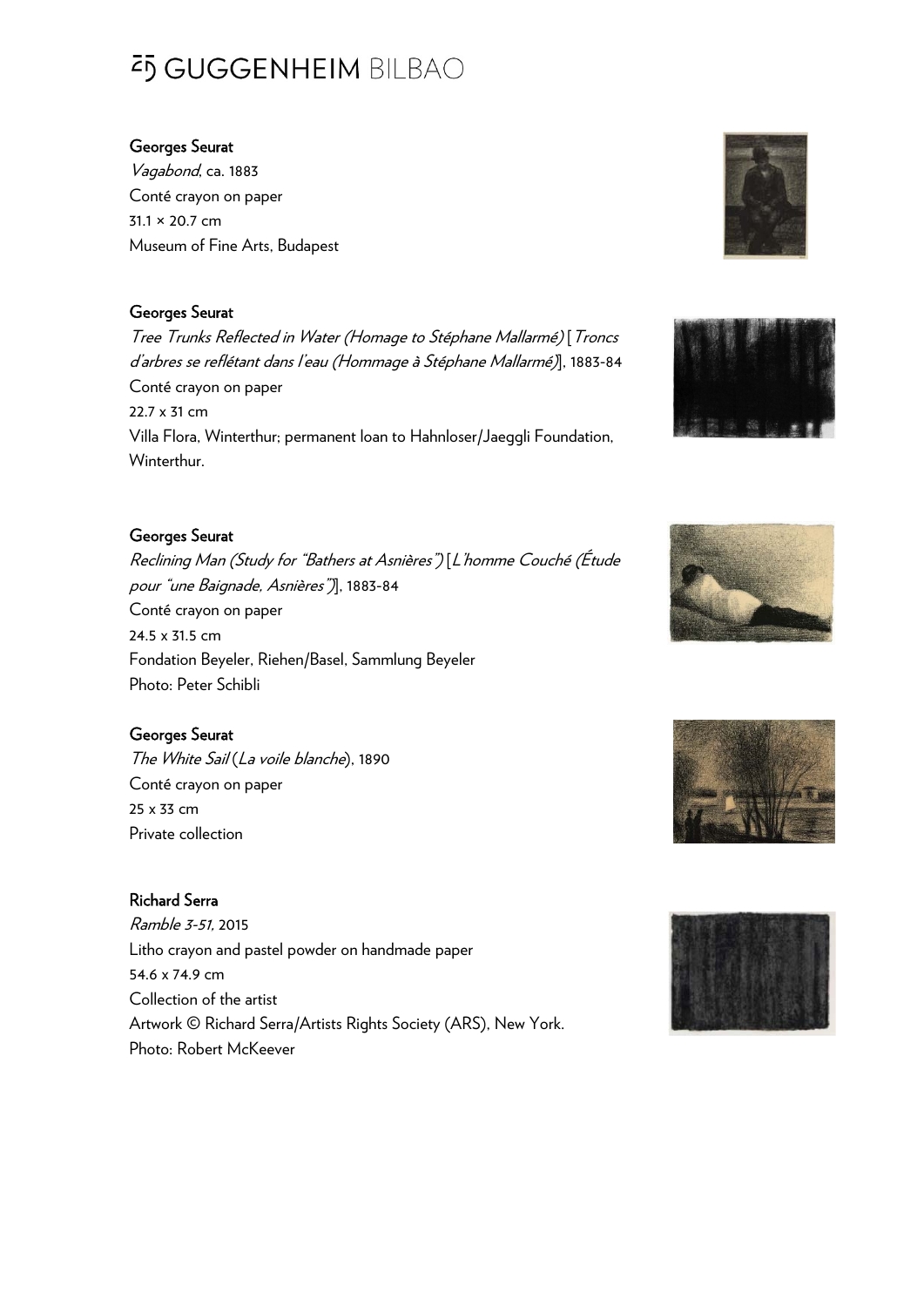**Georges Seurat**
*Vagabond*, ca. 1883
Conté crayon on paper
31.1 × 20.7 cm
Museum of Fine Arts, Budapest

**Georges Seurat**
*Tree Trunks Reflected in Water (Homage to Stéphane Mallarmé)* [*Troncs d'arbres se reflétant dans l'eau (Hommage à Stéphane Mallarmé)*], 1883-84
Conté crayon on paper
22.7 x 31 cm
Villa Flora, Winterthur; permanent loan to Hahnloser/Jaeggli Foundation, Winterthur.

**Georges Seurat**
*Reclining Man (Study for "Bathers at Asnières")* [*L'homme Couché (Étude pour "une Baignade, Asnières")*], 1883-84
Conté crayon on paper
24.5 x 31.5 cm
Fondation Beyeler, Riehen/Basel, Sammlung Beyeler
Photo: Peter Schibli

**Georges Seurat**
*The White Sail* (*La voile blanche*), 1890
Conté crayon on paper
25 x 33 cm
Private collection

**Richard Serra**
*Ramble 3-51,* 2015
Litho crayon and pastel powder on handmade paper
54.6 x 74.9 cm
Collection of the artist
Artwork © Richard Serra/Artists Rights Society (ARS), New York.
Photo: Robert McKeever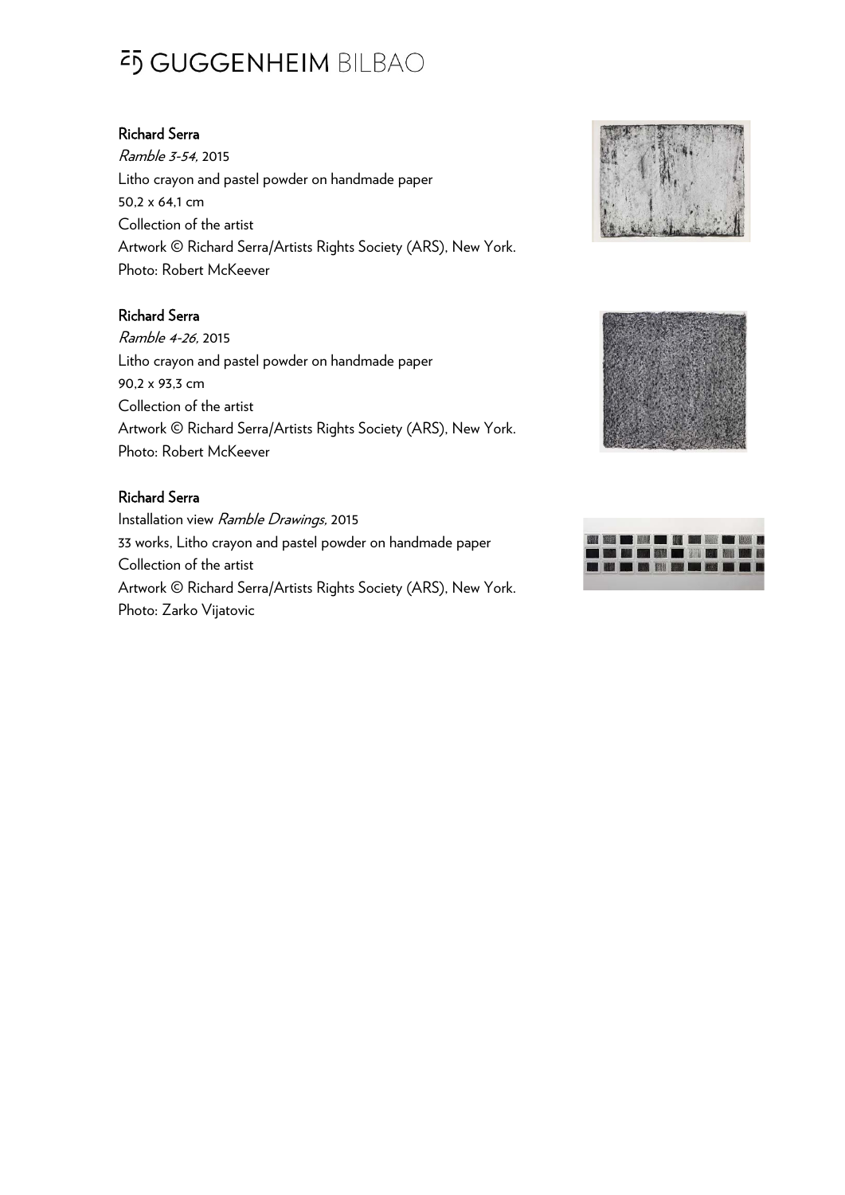**Richard Serra**
*Ramble 3-54,* 2015
Litho crayon and pastel powder on handmade paper
50,2 x 64,1 cm
Collection of the artist
Artwork © Richard Serra/Artists Rights Society (ARS), New York.
Photo: Robert McKeever

**Richard Serra**
*Ramble 4-26,* 2015
Litho crayon and pastel powder on handmade paper
90,2 x 93,3 cm
Collection of the artist
Artwork © Richard Serra/Artists Rights Society (ARS), New York.
Photo: Robert McKeever

**Richard Serra**
Installation view *Ramble Drawings,* 2015
33 works, Litho crayon and pastel powder on handmade paper
Collection of the artist
Artwork © Richard Serra/Artists Rights Society (ARS), New York.
Photo: Zarko Vijatovic